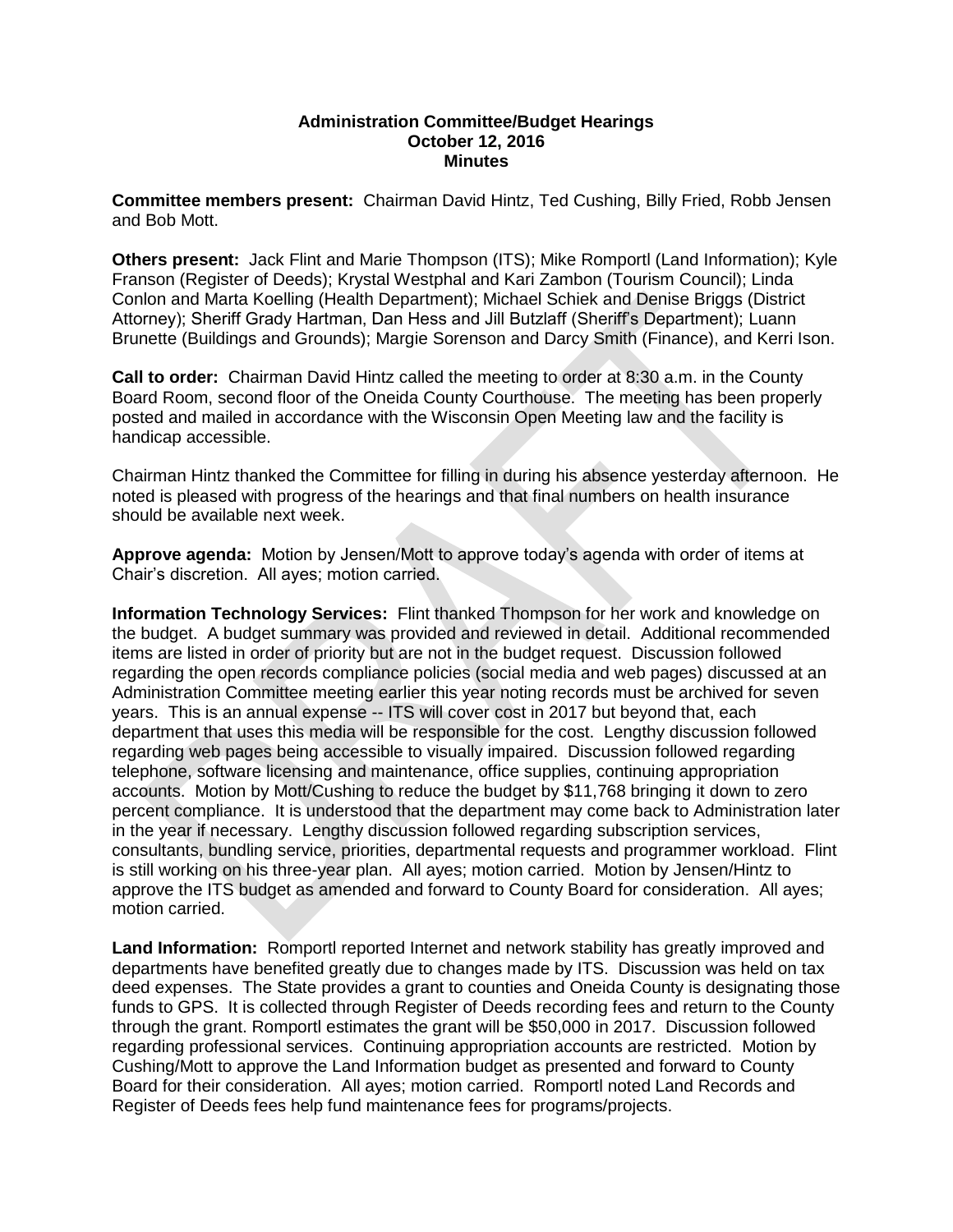**Administration Committee/Budget Hearings**
**October 12, 2016**
**Minutes**

**Committee members present:** Chairman David Hintz, Ted Cushing, Billy Fried, Robb Jensen and Bob Mott.

**Others present:** Jack Flint and Marie Thompson (ITS); Mike Romportl (Land Information); Kyle Franson (Register of Deeds); Krystal Westphal and Kari Zambon (Tourism Council); Linda Conlon and Marta Koelling (Health Department); Michael Schiek and Denise Briggs (District Attorney); Sheriff Grady Hartman, Dan Hess and Jill Butzlaff (Sheriff's Department); Luann Brunette (Buildings and Grounds); Margie Sorenson and Darcy Smith (Finance), and Kerri Ison.

**Call to order:** Chairman David Hintz called the meeting to order at 8:30 a.m. in the County Board Room, second floor of the Oneida County Courthouse. The meeting has been properly posted and mailed in accordance with the Wisconsin Open Meeting law and the facility is handicap accessible.

Chairman Hintz thanked the Committee for filling in during his absence yesterday afternoon. He noted is pleased with progress of the hearings and that final numbers on health insurance should be available next week.

**Approve agenda:** Motion by Jensen/Mott to approve today's agenda with order of items at Chair's discretion. All ayes; motion carried.

**Information Technology Services:** Flint thanked Thompson for her work and knowledge on the budget. A budget summary was provided and reviewed in detail. Additional recommended items are listed in order of priority but are not in the budget request. Discussion followed regarding the open records compliance policies (social media and web pages) discussed at an Administration Committee meeting earlier this year noting records must be archived for seven years. This is an annual expense -- ITS will cover cost in 2017 but beyond that, each department that uses this media will be responsible for the cost. Lengthy discussion followed regarding web pages being accessible to visually impaired. Discussion followed regarding telephone, software licensing and maintenance, office supplies, continuing appropriation accounts. Motion by Mott/Cushing to reduce the budget by $11,768 bringing it down to zero percent compliance. It is understood that the department may come back to Administration later in the year if necessary. Lengthy discussion followed regarding subscription services, consultants, bundling service, priorities, departmental requests and programmer workload. Flint is still working on his three-year plan. All ayes; motion carried. Motion by Jensen/Hintz to approve the ITS budget as amended and forward to County Board for consideration. All ayes; motion carried.

**Land Information:** Romportl reported Internet and network stability has greatly improved and departments have benefited greatly due to changes made by ITS. Discussion was held on tax deed expenses. The State provides a grant to counties and Oneida County is designating those funds to GPS. It is collected through Register of Deeds recording fees and return to the County through the grant. Romportl estimates the grant will be $50,000 in 2017. Discussion followed regarding professional services. Continuing appropriation accounts are restricted. Motion by Cushing/Mott to approve the Land Information budget as presented and forward to County Board for their consideration. All ayes; motion carried. Romportl noted Land Records and Register of Deeds fees help fund maintenance fees for programs/projects.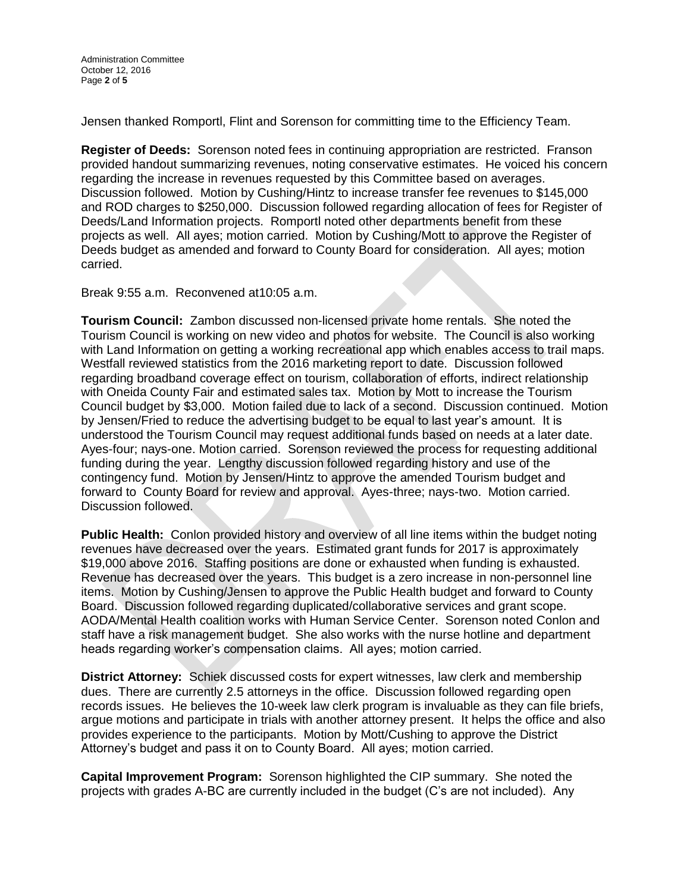Jensen thanked Romportl, Flint and Sorenson for committing time to the Efficiency Team.

**Register of Deeds:** Sorenson noted fees in continuing appropriation are restricted. Franson provided handout summarizing revenues, noting conservative estimates. He voiced his concern regarding the increase in revenues requested by this Committee based on averages. Discussion followed. Motion by Cushing/Hintz to increase transfer fee revenues to $145,000 and ROD charges to $250,000. Discussion followed regarding allocation of fees for Register of Deeds/Land Information projects. Romportl noted other departments benefit from these projects as well. All ayes; motion carried. Motion by Cushing/Mott to approve the Register of Deeds budget as amended and forward to County Board for consideration. All ayes; motion carried.

Break 9:55 a.m. Reconvened at10:05 a.m.

**Tourism Council:** Zambon discussed non-licensed private home rentals. She noted the Tourism Council is working on new video and photos for website. The Council is also working with Land Information on getting a working recreational app which enables access to trail maps. Westfall reviewed statistics from the 2016 marketing report to date. Discussion followed regarding broadband coverage effect on tourism, collaboration of efforts, indirect relationship with Oneida County Fair and estimated sales tax. Motion by Mott to increase the Tourism Council budget by $3,000. Motion failed due to lack of a second. Discussion continued. Motion by Jensen/Fried to reduce the advertising budget to be equal to last year's amount. It is understood the Tourism Council may request additional funds based on needs at a later date. Ayes-four; nays-one. Motion carried. Sorenson reviewed the process for requesting additional funding during the year. Lengthy discussion followed regarding history and use of the contingency fund. Motion by Jensen/Hintz to approve the amended Tourism budget and forward to County Board for review and approval. Ayes-three; nays-two. Motion carried. Discussion followed.

**Public Health:** Conlon provided history and overview of all line items within the budget noting revenues have decreased over the years. Estimated grant funds for 2017 is approximately $19,000 above 2016. Staffing positions are done or exhausted when funding is exhausted. Revenue has decreased over the years. This budget is a zero increase in non-personnel line items. Motion by Cushing/Jensen to approve the Public Health budget and forward to County Board. Discussion followed regarding duplicated/collaborative services and grant scope. AODA/Mental Health coalition works with Human Service Center. Sorenson noted Conlon and staff have a risk management budget. She also works with the nurse hotline and department heads regarding worker's compensation claims. All ayes; motion carried.

**District Attorney:** Schiek discussed costs for expert witnesses, law clerk and membership dues. There are currently 2.5 attorneys in the office. Discussion followed regarding open records issues. He believes the 10-week law clerk program is invaluable as they can file briefs, argue motions and participate in trials with another attorney present. It helps the office and also provides experience to the participants. Motion by Mott/Cushing to approve the District Attorney's budget and pass it on to County Board. All ayes; motion carried.

**Capital Improvement Program:** Sorenson highlighted the CIP summary. She noted the projects with grades A-BC are currently included in the budget (C's are not included). Any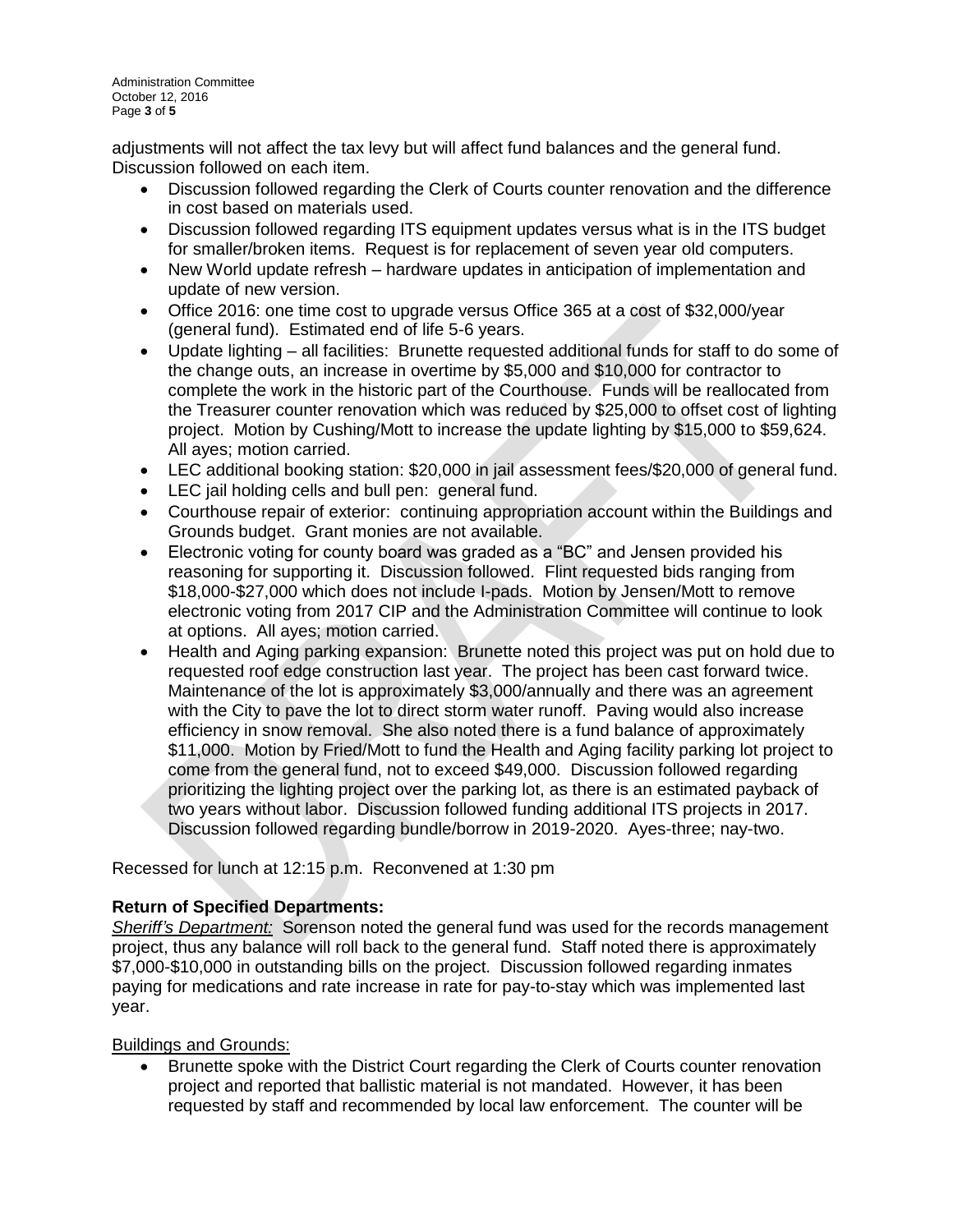adjustments will not affect the tax levy but will affect fund balances and the general fund. Discussion followed on each item.

- Discussion followed regarding the Clerk of Courts counter renovation and the difference in cost based on materials used.
- Discussion followed regarding ITS equipment updates versus what is in the ITS budget for smaller/broken items. Request is for replacement of seven year old computers.
- New World update refresh – hardware updates in anticipation of implementation and update of new version.
- Office 2016: one time cost to upgrade versus Office 365 at a cost of $32,000/year (general fund). Estimated end of life 5-6 years.
- Update lighting – all facilities: Brunette requested additional funds for staff to do some of the change outs, an increase in overtime by $5,000 and $10,000 for contractor to complete the work in the historic part of the Courthouse. Funds will be reallocated from the Treasurer counter renovation which was reduced by $25,000 to offset cost of lighting project. Motion by Cushing/Mott to increase the update lighting by $15,000 to $59,624. All ayes; motion carried.
- LEC additional booking station: $20,000 in jail assessment fees/$20,000 of general fund.
- LEC jail holding cells and bull pen: general fund.
- Courthouse repair of exterior: continuing appropriation account within the Buildings and Grounds budget. Grant monies are not available.
- Electronic voting for county board was graded as a "BC" and Jensen provided his reasoning for supporting it. Discussion followed. Flint requested bids ranging from $18,000-$27,000 which does not include I-pads. Motion by Jensen/Mott to remove electronic voting from 2017 CIP and the Administration Committee will continue to look at options. All ayes; motion carried.
- Health and Aging parking expansion: Brunette noted this project was put on hold due to requested roof edge construction last year. The project has been cast forward twice. Maintenance of the lot is approximately $3,000/annually and there was an agreement with the City to pave the lot to direct storm water runoff. Paving would also increase efficiency in snow removal. She also noted there is a fund balance of approximately $11,000. Motion by Fried/Mott to fund the Health and Aging facility parking lot project to come from the general fund, not to exceed $49,000. Discussion followed regarding prioritizing the lighting project over the parking lot, as there is an estimated payback of two years without labor. Discussion followed funding additional ITS projects in 2017. Discussion followed regarding bundle/borrow in 2019-2020. Ayes-three; nay-two.

Recessed for lunch at 12:15 p.m. Reconvened at 1:30 pm

**Return of Specified Departments:**

*Sheriff's Department:* Sorenson noted the general fund was used for the records management project, thus any balance will roll back to the general fund. Staff noted there is approximately $7,000-$10,000 in outstanding bills on the project. Discussion followed regarding inmates paying for medications and rate increase in rate for pay-to-stay which was implemented last year.

Buildings and Grounds:

- Brunette spoke with the District Court regarding the Clerk of Courts counter renovation project and reported that ballistic material is not mandated. However, it has been requested by staff and recommended by local law enforcement. The counter will be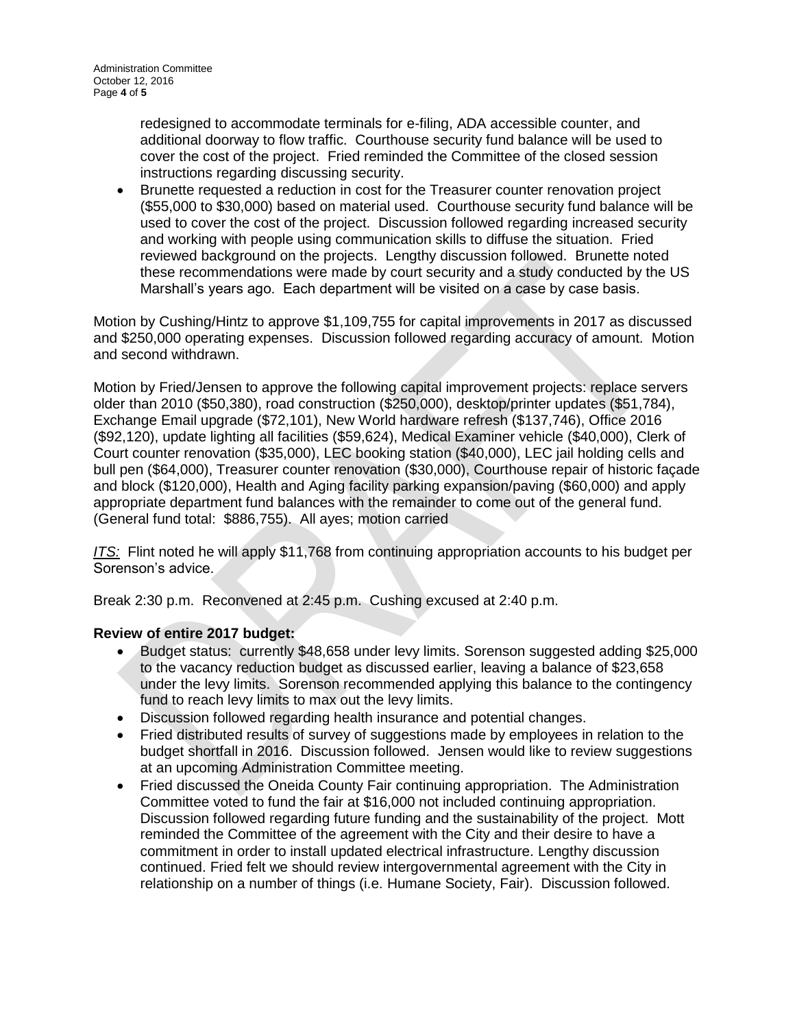- redesigned to accommodate terminals for e-filing, ADA accessible counter, and additional doorway to flow traffic. Courthouse security fund balance will be used to cover the cost of the project. Fried reminded the Committee of the closed session instructions regarding discussing security.
- Brunette requested a reduction in cost for the Treasurer counter renovation project ($55,000 to $30,000) based on material used. Courthouse security fund balance will be used to cover the cost of the project. Discussion followed regarding increased security and working with people using communication skills to diffuse the situation. Fried reviewed background on the projects. Lengthy discussion followed. Brunette noted these recommendations were made by court security and a study conducted by the US Marshall's years ago. Each department will be visited on a case by case basis.

Motion by Cushing/Hintz to approve $1,109,755 for capital improvements in 2017 as discussed and $250,000 operating expenses. Discussion followed regarding accuracy of amount. Motion and second withdrawn.

Motion by Fried/Jensen to approve the following capital improvement projects: replace servers older than 2010 ($50,380), road construction ($250,000), desktop/printer updates ($51,784), Exchange Email upgrade ($72,101), New World hardware refresh ($137,746), Office 2016 ($92,120), update lighting all facilities ($59,624), Medical Examiner vehicle ($40,000), Clerk of Court counter renovation ($35,000), LEC booking station ($40,000), LEC jail holding cells and bull pen ($64,000), Treasurer counter renovation ($30,000), Courthouse repair of historic façade and block ($120,000), Health and Aging facility parking expansion/paving ($60,000) and apply appropriate department fund balances with the remainder to come out of the general fund. (General fund total: $886,755). All ayes; motion carried

*ITS:* Flint noted he will apply $11,768 from continuing appropriation accounts to his budget per Sorenson's advice.

Break 2:30 p.m. Reconvened at 2:45 p.m. Cushing excused at 2:40 p.m.

**Review of entire 2017 budget:**

- Budget status: currently $48,658 under levy limits. Sorenson suggested adding $25,000 to the vacancy reduction budget as discussed earlier, leaving a balance of $23,658 under the levy limits. Sorenson recommended applying this balance to the contingency fund to reach levy limits to max out the levy limits.
- Discussion followed regarding health insurance and potential changes.
- Fried distributed results of survey of suggestions made by employees in relation to the budget shortfall in 2016. Discussion followed. Jensen would like to review suggestions at an upcoming Administration Committee meeting.
- Fried discussed the Oneida County Fair continuing appropriation. The Administration Committee voted to fund the fair at $16,000 not included continuing appropriation. Discussion followed regarding future funding and the sustainability of the project. Mott reminded the Committee of the agreement with the City and their desire to have a commitment in order to install updated electrical infrastructure. Lengthy discussion continued. Fried felt we should review intergovernmental agreement with the City in relationship on a number of things (i.e. Humane Society, Fair). Discussion followed.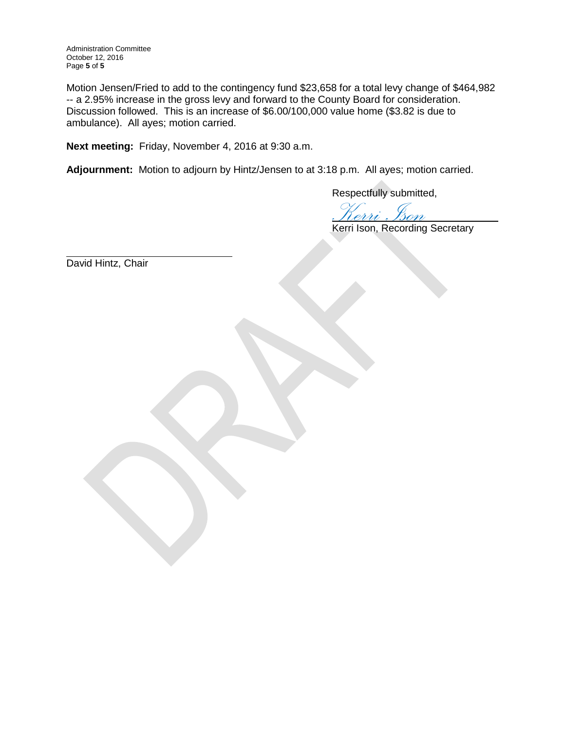Motion Jensen/Fried to add to the contingency fund $23,658 for a total levy change of $464,982 -- a 2.95% increase in the gross levy and forward to the County Board for consideration. Discussion followed. This is an increase of $6.00/100,000 value home ($3.82 is due to ambulance). All ayes; motion carried.

**Next meeting:** Friday, November 4, 2016 at 9:30 a.m.

**Adjournment:** Motion to adjourn by Hintz/Jensen to at 3:18 p.m. All ayes; motion carried.

Respectfully submitted,

*Kerri Ison*

Kerri Ison, Recording Secretary

\_\_\_\_\_\_\_\_\_\_\_\_\_\_\_\_\_\_\_\_\_\_\_\_\_\_\_\_\_\_

David Hintz, Chair

DRAFT